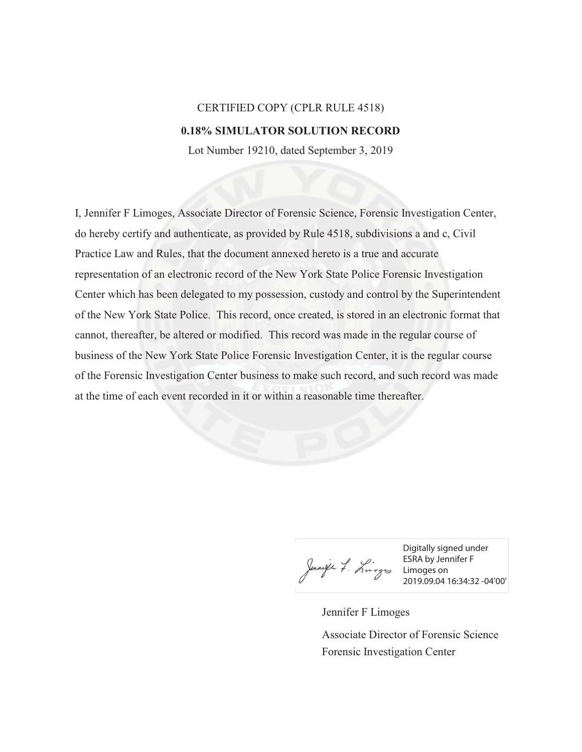CERTIFIED COPY (CPLR RULE 4518)

**0.18% SIMULATOR SOLUTION RECORD**

Lot Number 19210, dated September 3, 2019

I, Jennifer F Limoges, Associate Director of Forensic Science, Forensic Investigation Center, do hereby certify and authenticate, as provided by Rule 4518, subdivisions a and c, Civil Practice Law and Rules, that the document annexed hereto is a true and accurate representation of an electronic record of the New York State Police Forensic Investigation Center which has been delegated to my possession, custody and control by the Superintendent of the New York State Police. This record, once created, is stored in an electronic format that cannot, thereafter, be altered or modified. This record was made in the regular course of business of the New York State Police Forensic Investigation Center, it is the regular course of the Forensic Investigation Center business to make such record, and such record was made at the time of each event recorded in it or within a reasonable time thereafter.

Digitally signed under ESRA by Jennifer F Limoges on 2019.09.04 16:34:32 -04'00'

Jennifer F Limoges

Associate Director of Forensic Science

Forensic Investigation Center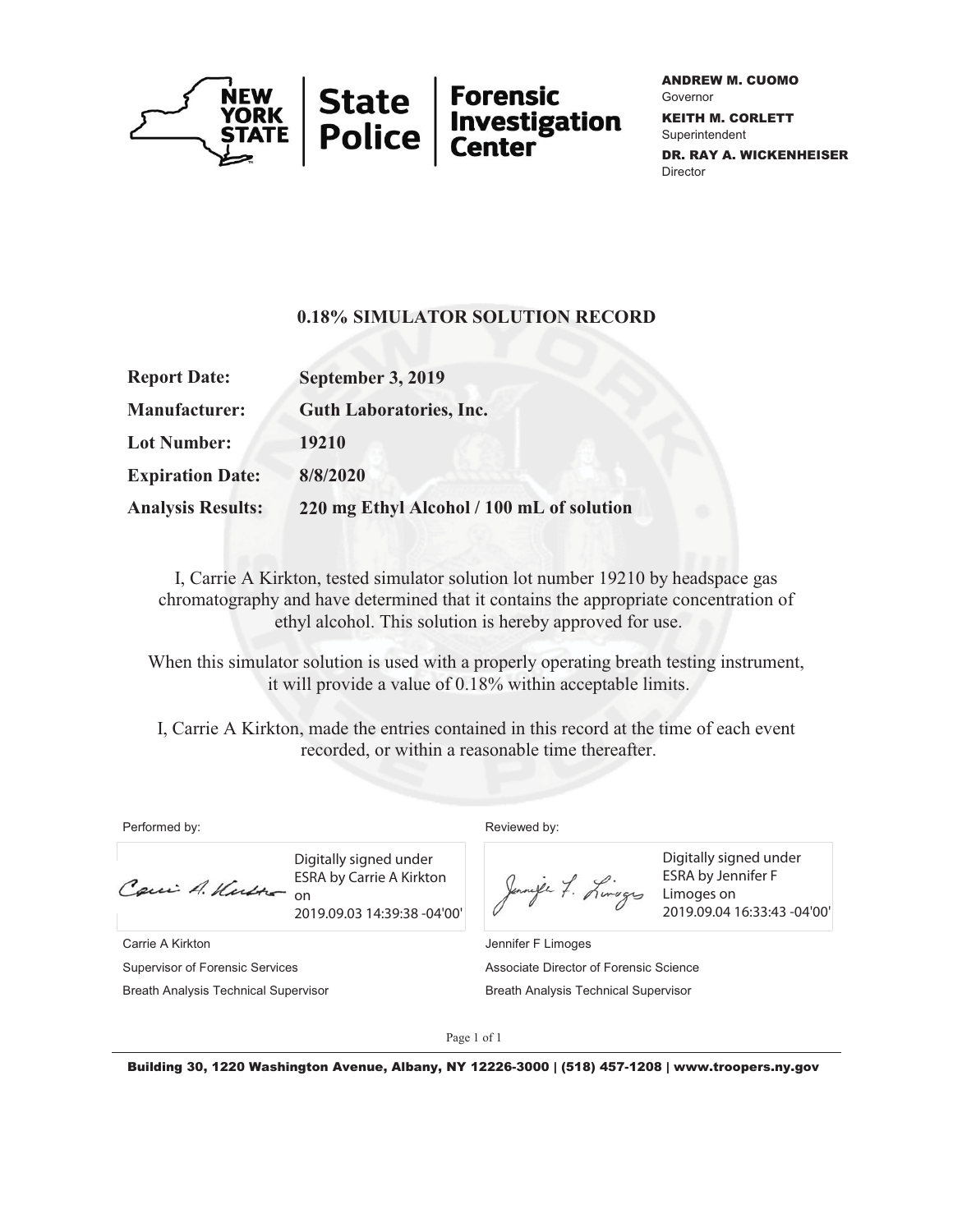New York State | State Police | Forensic Investigation Center

**ANDREW M. CUOMO**
Governor

**KEITH M. CORLETT**
Superintendent

**DR. RAY A. WICKENHEISER**
Director

## 0.18% SIMULATOR SOLUTION RECORD

| | |
|---|---|
| **Report Date:** | **September 3, 2019** |
| **Manufacturer:** | **Guth Laboratories, Inc.** |
| **Lot Number:** | **19210** |
| **Expiration Date:** | **8/8/2020** |
| **Analysis Results:** | **220 mg Ethyl Alcohol / 100 mL of solution** |

I, Carrie A Kirkton, tested simulator solution lot number 19210 by headspace gas chromatography and have determined that it contains the appropriate concentration of ethyl alcohol. This solution is hereby approved for use.

When this simulator solution is used with a properly operating breath testing instrument, it will provide a value of 0.18% within acceptable limits.

I, Carrie A Kirkton, made the entries contained in this record at the time of each event recorded, or within a reasonable time thereafter.

Performed by:

Digitally signed under ESRA by Carrie A Kirkton on 2019.09.03 14:39:38 -04'00'

Carrie A Kirkton
Supervisor of Forensic Services
Breath Analysis Technical Supervisor

Reviewed by:

Digitally signed under ESRA by Jennifer F Limoges on 2019.09.04 16:33:43 -04'00'

Jennifer F Limoges
Associate Director of Forensic Science
Breath Analysis Technical Supervisor

Building 30, 1220 Washington Avenue, Albany, NY 12226-3000 | (518) 457-1208 | www.troopers.ny.gov